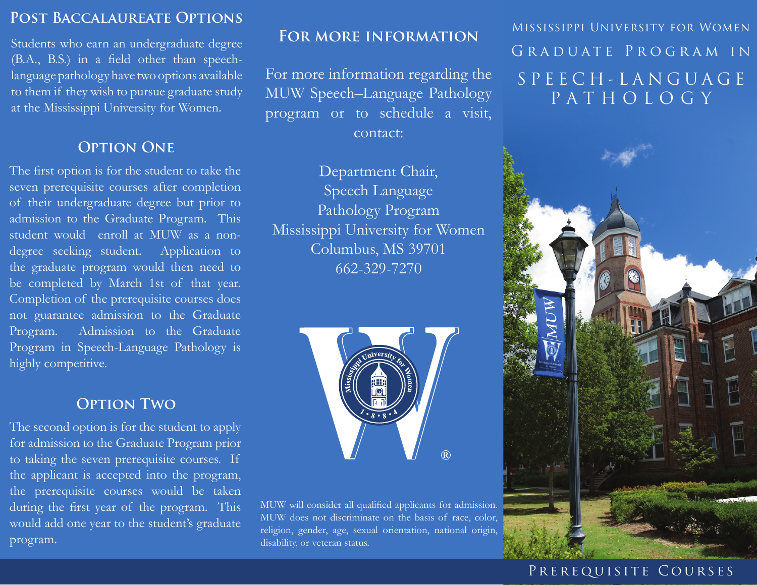## Post Baccalaureate Options

Students who earn an undergraduate degree (B.A., B.S.) in a field other than speech-language pathology have two options available to them if they wish to pursue graduate study at the Mississippi University for Women.

### Option One

The first option is for the student to take the seven prerequisite courses after completion of their undergraduate degree but prior to admission to the Graduate Program. This student would enroll at MUW as a non-degree seeking student. Application to the graduate program would then need to be completed by March 1st of that year. Completion of the prerequisite courses does not guarantee admission to the Graduate Program. Admission to the Graduate Program in Speech-Language Pathology is highly competitive.

### Option Two

The second option is for the student to apply for admission to the Graduate Program prior to taking the seven prerequisite courses. If the applicant is accepted into the program, the prerequisite courses would be taken during the first year of the program. This would add one year to the student's graduate program.

## For More Information

For more information regarding the MUW Speech–Language Pathology program or to schedule a visit, contact:

Department Chair,
Speech Language
Pathology Program
Mississippi University for Women
Columbus, MS 39701
662-329-7270

MUW will consider all qualified applicants for admission. MUW does not discriminate on the basis of race, color, religion, gender, age, sexual orientation, national origin, disability, or veteran status.

# Mississippi University for Women

## Graduate Program in Speech-Language Pathology

Prerequisite Courses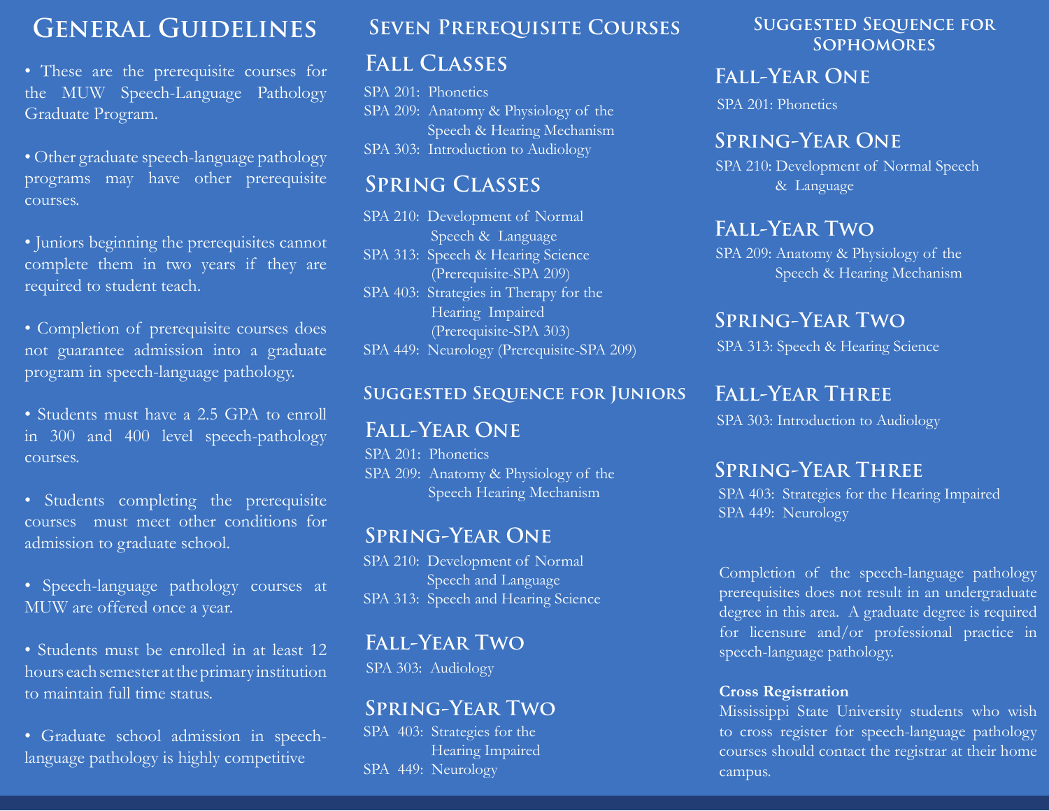# General Guidelines

- These are the prerequisite courses for the MUW Speech-Language Pathology Graduate Program.
- Other graduate speech-language pathology programs may have other prerequisite courses.
- Juniors beginning the prerequisites cannot complete them in two years if they are required to student teach.
- Completion of prerequisite courses does not guarantee admission into a graduate program in speech-language pathology.
- Students must have a 2.5 GPA to enroll in 300 and 400 level speech-pathology courses.
- Students completing the prerequisite courses must meet other conditions for admission to graduate school.
- Speech-language pathology courses at MUW are offered once a year.
- Students must be enrolled in at least 12 hours each semester at the primary institution to maintain full time status.
- Graduate school admission in speech-language pathology is highly competitive

# Seven Prerequisite Courses

## Fall Classes

SPA 201: Phonetics
SPA 209: Anatomy & Physiology of the Speech & Hearing Mechanism
SPA 303: Introduction to Audiology

## Spring Classes

SPA 210: Development of Normal Speech & Language
SPA 313: Speech & Hearing Science (Prerequisite-SPA 209)
SPA 403: Strategies in Therapy for the Hearing Impaired (Prerequisite-SPA 303)
SPA 449: Neurology (Prerequisite-SPA 209)

# Suggested Sequence for Juniors

## Fall-Year One

SPA 201: Phonetics
SPA 209: Anatomy & Physiology of the Speech Hearing Mechanism

## Spring-Year One

SPA 210: Development of Normal Speech and Language
SPA 313: Speech and Hearing Science

## Fall-Year Two

SPA 303: Audiology

## Spring-Year Two

SPA 403: Strategies for the Hearing Impaired
SPA 449: Neurology

# Suggested Sequence for Sophomores

## Fall-Year One

SPA 201: Phonetics

## Spring-Year One

SPA 210: Development of Normal Speech & Language

## Fall-Year Two

SPA 209: Anatomy & Physiology of the Speech & Hearing Mechanism

## Spring-Year Two

SPA 313: Speech & Hearing Science

## Fall-Year Three

SPA 303: Introduction to Audiology

## Spring-Year Three

SPA 403: Strategies for the Hearing Impaired
SPA 449: Neurology

Completion of the speech-language pathology prerequisites does not result in an undergraduate degree in this area. A graduate degree is required for licensure and/or professional practice in speech-language pathology.

**Cross Registration**

Mississippi State University students who wish to cross register for speech-language pathology courses should contact the registrar at their home campus.